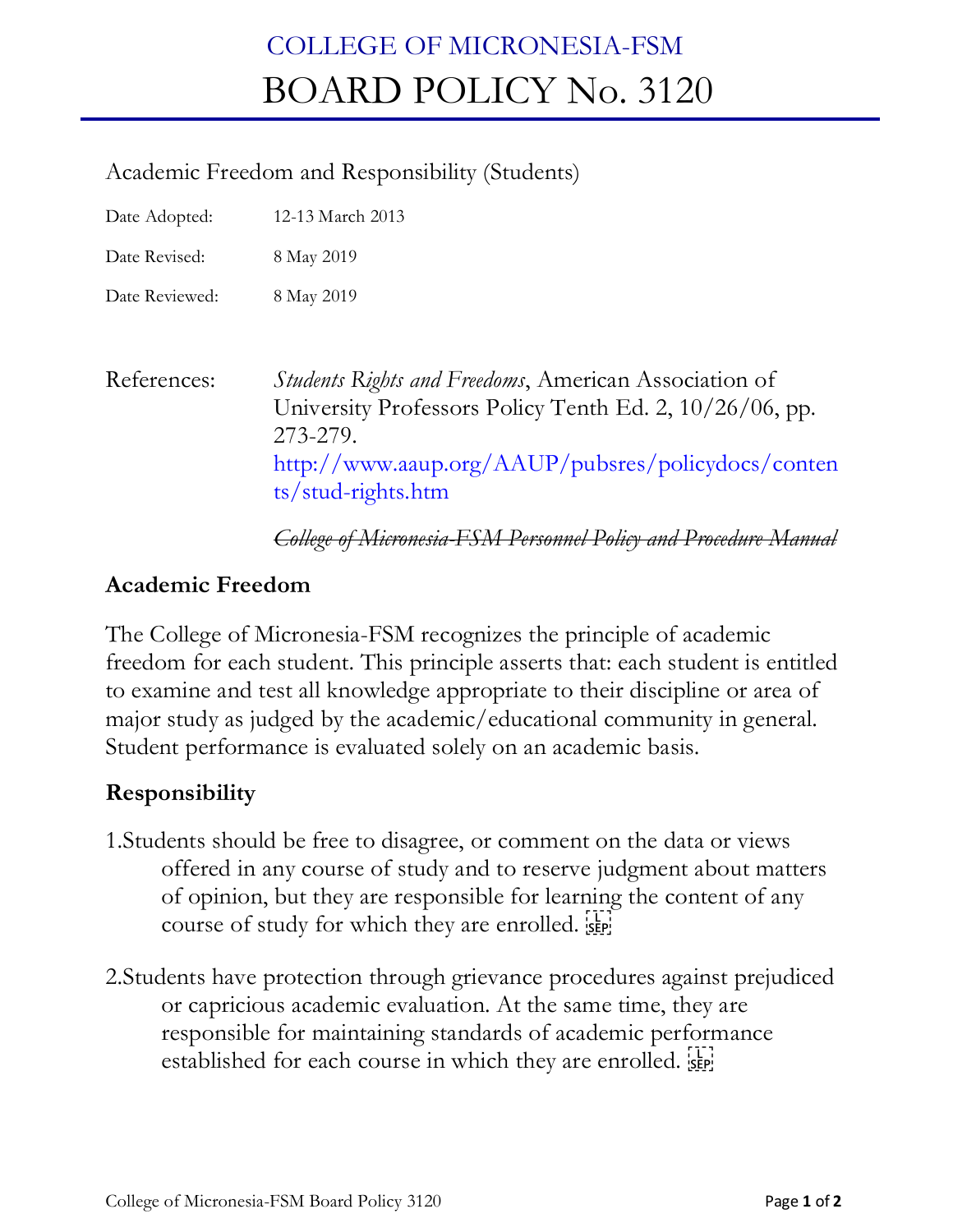# COLLEGE OF MICRONESIA-FSM
# BOARD POLICY No. 3120

Academic Freedom and Responsibility (Students)

| | |
|---|---|
| Date Adopted: | 12-13 March 2013 |
| Date Revised: | 8 May 2019 |
| Date Reviewed: | 8 May 2019 |

References: *Students Rights and Freedoms*, American Association of University Professors Policy Tenth Ed. 2, 10/26/06, pp. 273-279. http://www.aaup.org/AAUP/pubsres/policydocs/contents/stud-rights.htm

~~*College of Micronesia-FSM Personnel Policy and Procedure Manual*~~

## Academic Freedom

The College of Micronesia-FSM recognizes the principle of academic freedom for each student. This principle asserts that: each student is entitled to examine and test all knowledge appropriate to their discipline or area of major study as judged by the academic/educational community in general. Student performance is evaluated solely on an academic basis.

## Responsibility

1. Students should be free to disagree, or comment on the data or views offered in any course of study and to reserve judgment about matters of opinion, but they are responsible for learning the content of any course of study for which they are enrolled.

2. Students have protection through grievance procedures against prejudiced or capricious academic evaluation. At the same time, they are responsible for maintaining standards of academic performance established for each course in which they are enrolled.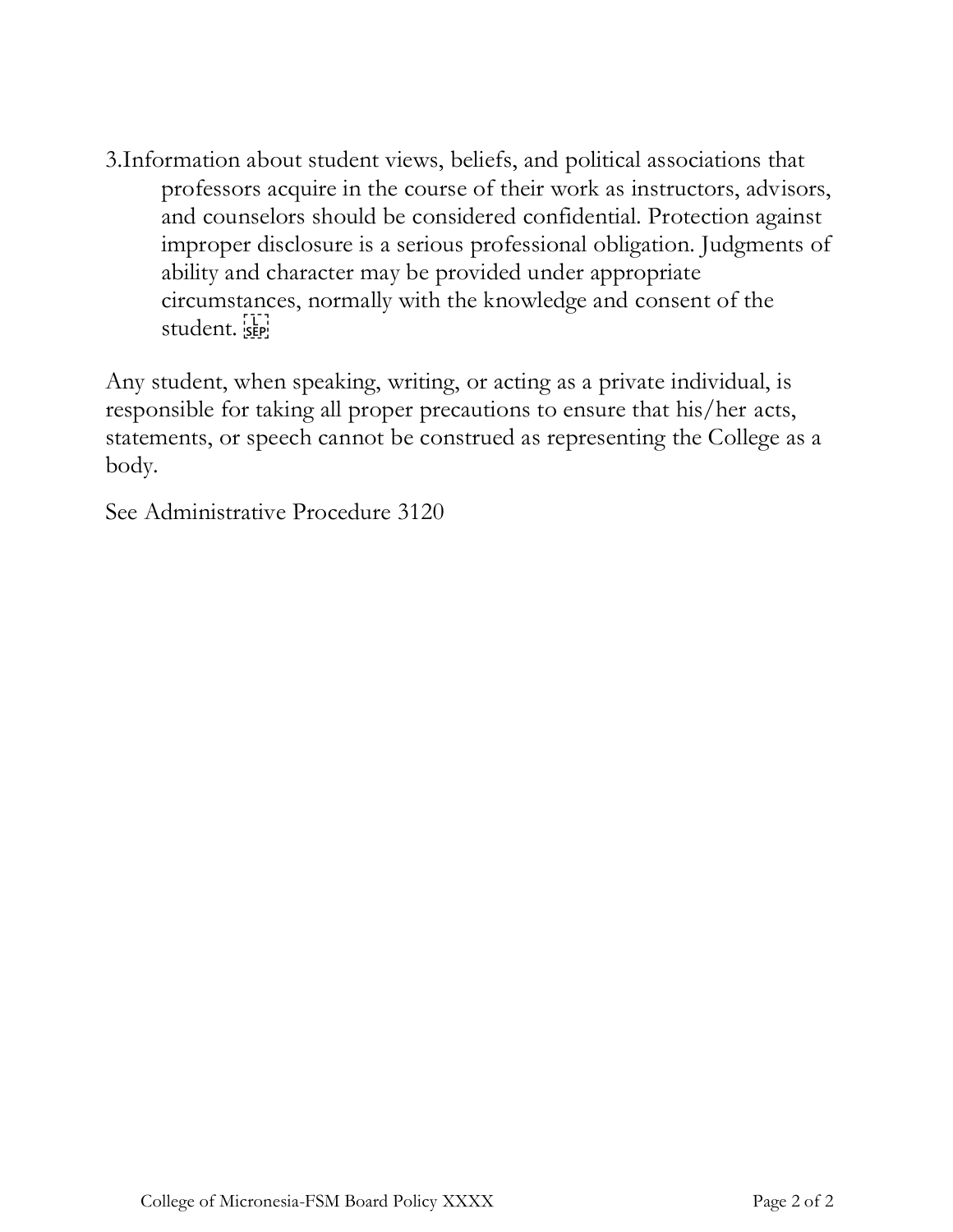3. Information about student views, beliefs, and political associations that professors acquire in the course of their work as instructors, advisors, and counselors should be considered confidential. Protection against improper disclosure is a serious professional obligation. Judgments of ability and character may be provided under appropriate circumstances, normally with the knowledge and consent of the student.

Any student, when speaking, writing, or acting as a private individual, is responsible for taking all proper precautions to ensure that his/her acts, statements, or speech cannot be construed as representing the College as a body.

See Administrative Procedure 3120